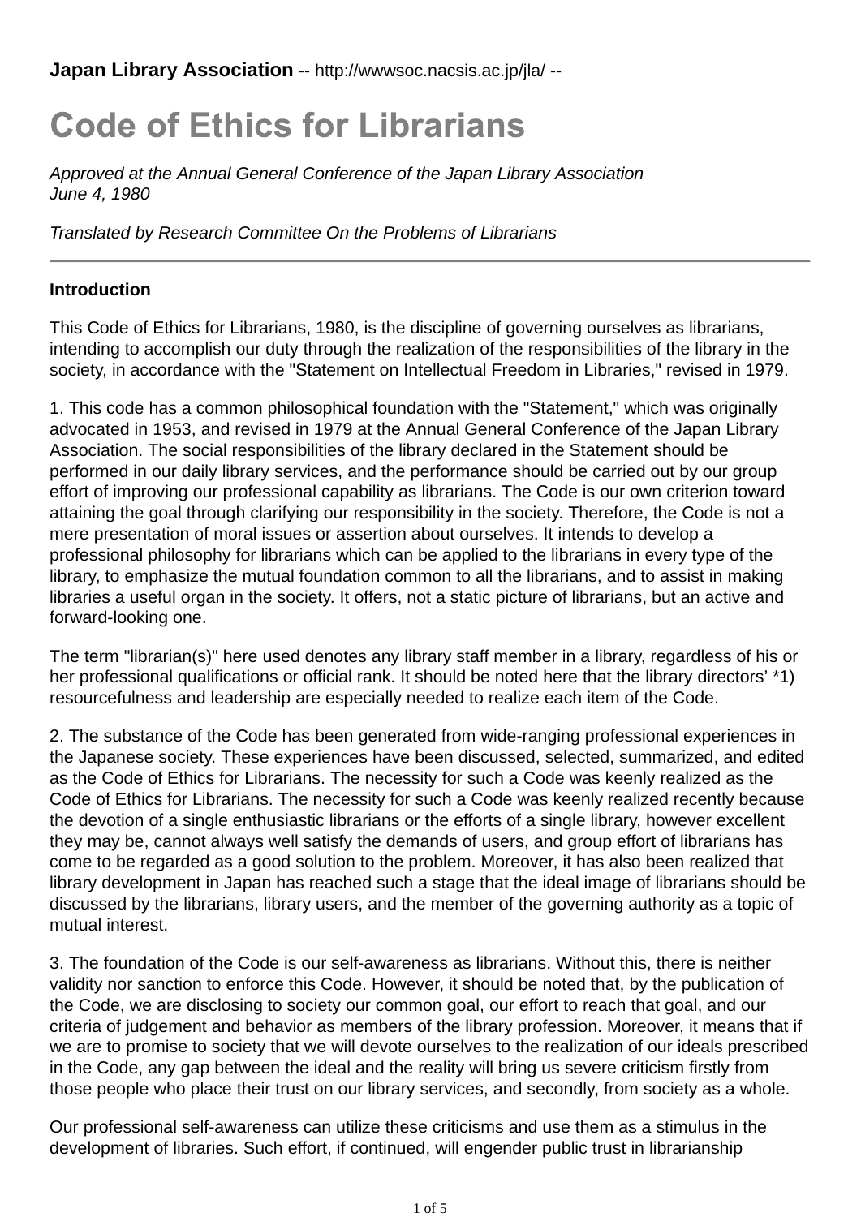**Japan Library Association** -- http://wwwsoc.nacsis.ac.jp/jla/ --

# Code of Ethics for Librarians

*Approved at the Annual General Conference of the Japan Library Association*
*June 4, 1980*

*Translated by Research Committee On the Problems of Librarians*

---

**Introduction**

This Code of Ethics for Librarians, 1980, is the discipline of governing ourselves as librarians, intending to accomplish our duty through the realization of the responsibilities of the library in the society, in accordance with the "Statement on Intellectual Freedom in Libraries," revised in 1979.

1. This code has a common philosophical foundation with the "Statement," which was originally advocated in 1953, and revised in 1979 at the Annual General Conference of the Japan Library Association. The social responsibilities of the library declared in the Statement should be performed in our daily library services, and the performance should be carried out by our group effort of improving our professional capability as librarians. The Code is our own criterion toward attaining the goal through clarifying our responsibility in the society. Therefore, the Code is not a mere presentation of moral issues or assertion about ourselves. It intends to develop a professional philosophy for librarians which can be applied to the librarians in every type of the library, to emphasize the mutual foundation common to all the librarians, and to assist in making libraries a useful organ in the society. It offers, not a static picture of librarians, but an active and forward-looking one.

The term "librarian(s)" here used denotes any library staff member in a library, regardless of his or her professional qualifications or official rank. It should be noted here that the library directors' *1) resourcefulness and leadership are especially needed to realize each item of the Code.

2. The substance of the Code has been generated from wide-ranging professional experiences in the Japanese society. These experiences have been discussed, selected, summarized, and edited as the Code of Ethics for Librarians. The necessity for such a Code was keenly realized as the Code of Ethics for Librarians. The necessity for such a Code was keenly realized recently because the devotion of a single enthusiastic librarians or the efforts of a single library, however excellent they may be, cannot always well satisfy the demands of users, and group effort of librarians has come to be regarded as a good solution to the problem. Moreover, it has also been realized that library development in Japan has reached such a stage that the ideal image of librarians should be discussed by the librarians, library users, and the member of the governing authority as a topic of mutual interest.

3. The foundation of the Code is our self-awareness as librarians. Without this, there is neither validity nor sanction to enforce this Code. However, it should be noted that, by the publication of the Code, we are disclosing to society our common goal, our effort to reach that goal, and our criteria of judgement and behavior as members of the library profession. Moreover, it means that if we are to promise to society that we will devote ourselves to the realization of our ideals prescribed in the Code, any gap between the ideal and the reality will bring us severe criticism firstly from those people who place their trust on our library services, and secondly, from society as a whole.

Our professional self-awareness can utilize these criticisms and use them as a stimulus in the development of libraries. Such effort, if continued, will engender public trust in librarianship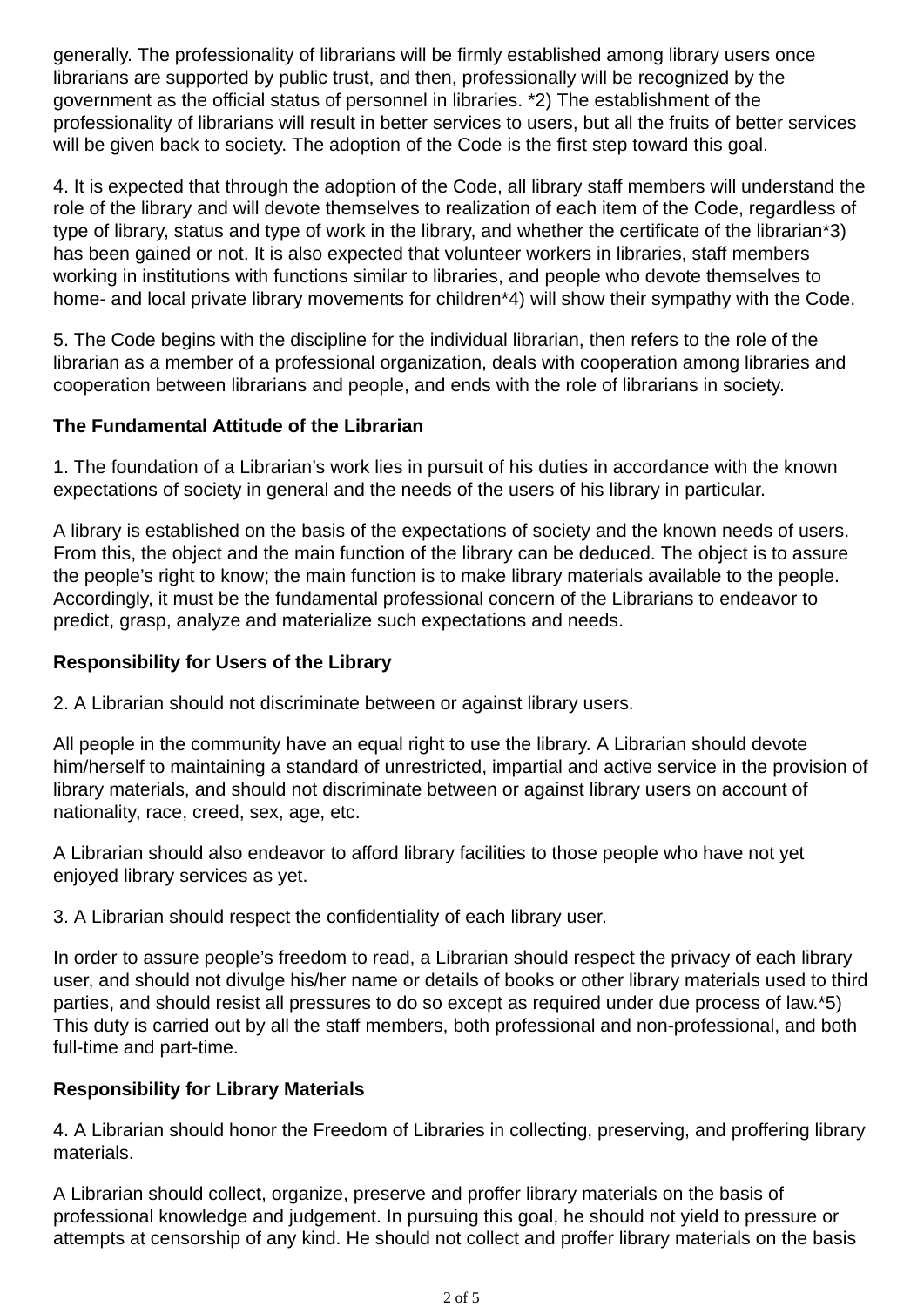generally. The professionality of librarians will be firmly established among library users once librarians are supported by public trust, and then, professionally will be recognized by the government as the official status of personnel in libraries. *2) The establishment of the professionality of librarians will result in better services to users, but all the fruits of better services will be given back to society. The adoption of the Code is the first step toward this goal.

4. It is expected that through the adoption of the Code, all library staff members will understand the role of the library and will devote themselves to realization of each item of the Code, regardless of type of library, status and type of work in the library, and whether the certificate of the librarian*3) has been gained or not. It is also expected that volunteer workers in libraries, staff members working in institutions with functions similar to libraries, and people who devote themselves to home- and local private library movements for children*4) will show their sympathy with the Code.

5. The Code begins with the discipline for the individual librarian, then refers to the role of the librarian as a member of a professional organization, deals with cooperation among libraries and cooperation between librarians and people, and ends with the role of librarians in society.

**The Fundamental Attitude of the Librarian**

1. The foundation of a Librarian's work lies in pursuit of his duties in accordance with the known expectations of society in general and the needs of the users of his library in particular.

A library is established on the basis of the expectations of society and the known needs of users. From this, the object and the main function of the library can be deduced. The object is to assure the people's right to know; the main function is to make library materials available to the people. Accordingly, it must be the fundamental professional concern of the Librarians to endeavor to predict, grasp, analyze and materialize such expectations and needs.

**Responsibility for Users of the Library**

2. A Librarian should not discriminate between or against library users.

All people in the community have an equal right to use the library. A Librarian should devote him/herself to maintaining a standard of unrestricted, impartial and active service in the provision of library materials, and should not discriminate between or against library users on account of nationality, race, creed, sex, age, etc.

A Librarian should also endeavor to afford library facilities to those people who have not yet enjoyed library services as yet.

3. A Librarian should respect the confidentiality of each library user.

In order to assure people's freedom to read, a Librarian should respect the privacy of each library user, and should not divulge his/her name or details of books or other library materials used to third parties, and should resist all pressures to do so except as required under due process of law.*5) This duty is carried out by all the staff members, both professional and non-professional, and both full-time and part-time.

**Responsibility for Library Materials**

4. A Librarian should honor the Freedom of Libraries in collecting, preserving, and proffering library materials.

A Librarian should collect, organize, preserve and proffer library materials on the basis of professional knowledge and judgement. In pursuing this goal, he should not yield to pressure or attempts at censorship of any kind. He should not collect and proffer library materials on the basis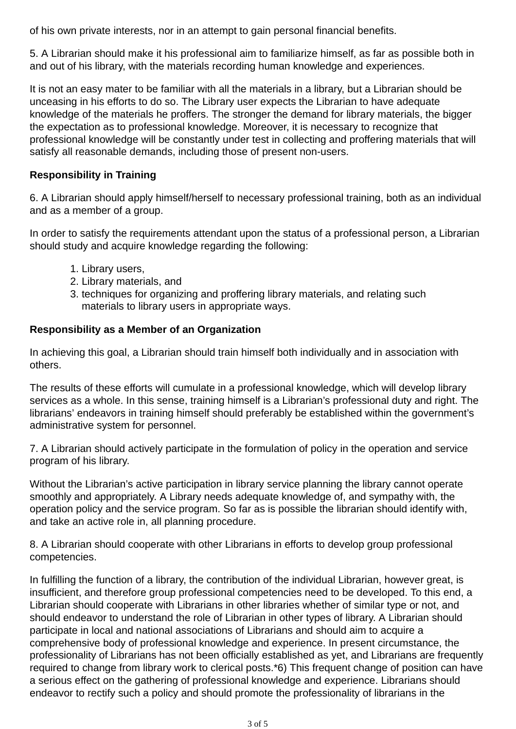of his own private interests, nor in an attempt to gain personal financial benefits.

5. A Librarian should make it his professional aim to familiarize himself, as far as possible both in and out of his library, with the materials recording human knowledge and experiences.

It is not an easy mater to be familiar with all the materials in a library, but a Librarian should be unceasing in his efforts to do so. The Library user expects the Librarian to have adequate knowledge of the materials he proffers. The stronger the demand for library materials, the bigger the expectation as to professional knowledge. Moreover, it is necessary to recognize that professional knowledge will be constantly under test in collecting and proffering materials that will satisfy all reasonable demands, including those of present non-users.

**Responsibility in Training**

6. A Librarian should apply himself/herself to necessary professional training, both as an individual and as a member of a group.

In order to satisfy the requirements attendant upon the status of a professional person, a Librarian should study and acquire knowledge regarding the following:

1. Library users,
2. Library materials, and
3. techniques for organizing and proffering library materials, and relating such materials to library users in appropriate ways.

**Responsibility as a Member of an Organization**

In achieving this goal, a Librarian should train himself both individually and in association with others.

The results of these efforts will cumulate in a professional knowledge, which will develop library services as a whole. In this sense, training himself is a Librarian's professional duty and right. The librarians' endeavors in training himself should preferably be established within the government's administrative system for personnel.

7. A Librarian should actively participate in the formulation of policy in the operation and service program of his library.

Without the Librarian's active participation in library service planning the library cannot operate smoothly and appropriately. A Library needs adequate knowledge of, and sympathy with, the operation policy and the service program. So far as is possible the librarian should identify with, and take an active role in, all planning procedure.

8. A Librarian should cooperate with other Librarians in efforts to develop group professional competencies.

In fulfilling the function of a library, the contribution of the individual Librarian, however great, is insufficient, and therefore group professional competencies need to be developed. To this end, a Librarian should cooperate with Librarians in other libraries whether of similar type or not, and should endeavor to understand the role of Librarian in other types of library. A Librarian should participate in local and national associations of Librarians and should aim to acquire a comprehensive body of professional knowledge and experience. In present circumstance, the professionality of Librarians has not been officially established as yet, and Librarians are frequently required to change from library work to clerical posts.*6) This frequent change of position can have a serious effect on the gathering of professional knowledge and experience. Librarians should endeavor to rectify such a policy and should promote the professionality of librarians in the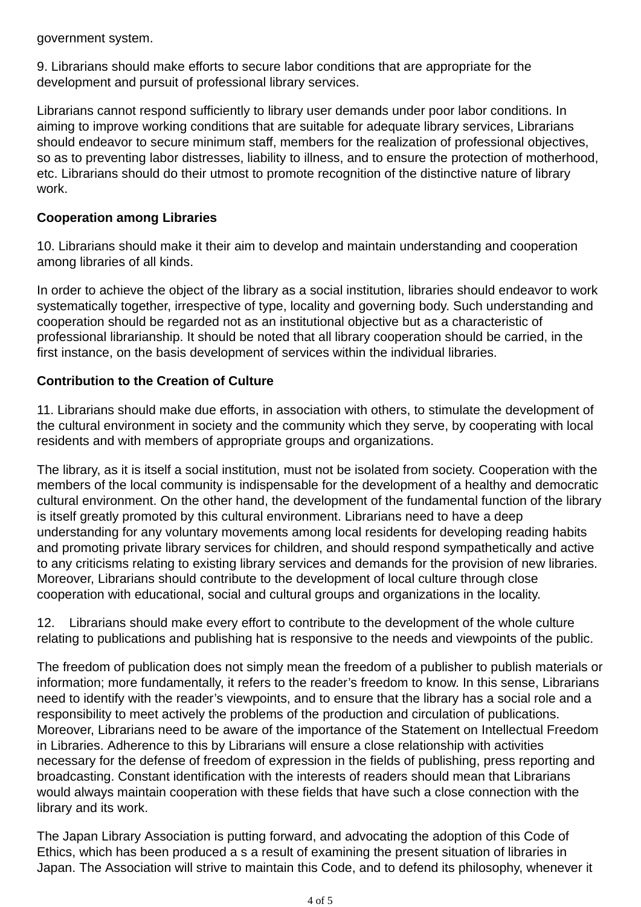government system.

9. Librarians should make efforts to secure labor conditions that are appropriate for the development and pursuit of professional library services.

Librarians cannot respond sufficiently to library user demands under poor labor conditions. In aiming to improve working conditions that are suitable for adequate library services, Librarians should endeavor to secure minimum staff, members for the realization of professional objectives, so as to preventing labor distresses, liability to illness, and to ensure the protection of motherhood, etc. Librarians should do their utmost to promote recognition of the distinctive nature of library work.

**Cooperation among Libraries**

10. Librarians should make it their aim to develop and maintain understanding and cooperation among libraries of all kinds.

In order to achieve the object of the library as a social institution, libraries should endeavor to work systematically together, irrespective of type, locality and governing body. Such understanding and cooperation should be regarded not as an institutional objective but as a characteristic of professional librarianship. It should be noted that all library cooperation should be carried, in the first instance, on the basis development of services within the individual libraries.

**Contribution to the Creation of Culture**

11. Librarians should make due efforts, in association with others, to stimulate the development of the cultural environment in society and the community which they serve, by cooperating with local residents and with members of appropriate groups and organizations.

The library, as it is itself a social institution, must not be isolated from society. Cooperation with the members of the local community is indispensable for the development of a healthy and democratic cultural environment. On the other hand, the development of the fundamental function of the library is itself greatly promoted by this cultural environment. Librarians need to have a deep understanding for any voluntary movements among local residents for developing reading habits and promoting private library services for children, and should respond sympathetically and active to any criticisms relating to existing library services and demands for the provision of new libraries. Moreover, Librarians should contribute to the development of local culture through close cooperation with educational, social and cultural groups and organizations in the locality.

12. Librarians should make every effort to contribute to the development of the whole culture relating to publications and publishing hat is responsive to the needs and viewpoints of the public.

The freedom of publication does not simply mean the freedom of a publisher to publish materials or information; more fundamentally, it refers to the reader's freedom to know. In this sense, Librarians need to identify with the reader's viewpoints, and to ensure that the library has a social role and a responsibility to meet actively the problems of the production and circulation of publications. Moreover, Librarians need to be aware of the importance of the Statement on Intellectual Freedom in Libraries. Adherence to this by Librarians will ensure a close relationship with activities necessary for the defense of freedom of expression in the fields of publishing, press reporting and broadcasting. Constant identification with the interests of readers should mean that Librarians would always maintain cooperation with these fields that have such a close connection with the library and its work.

The Japan Library Association is putting forward, and advocating the adoption of this Code of Ethics, which has been produced a s a result of examining the present situation of libraries in Japan. The Association will strive to maintain this Code, and to defend its philosophy, whenever it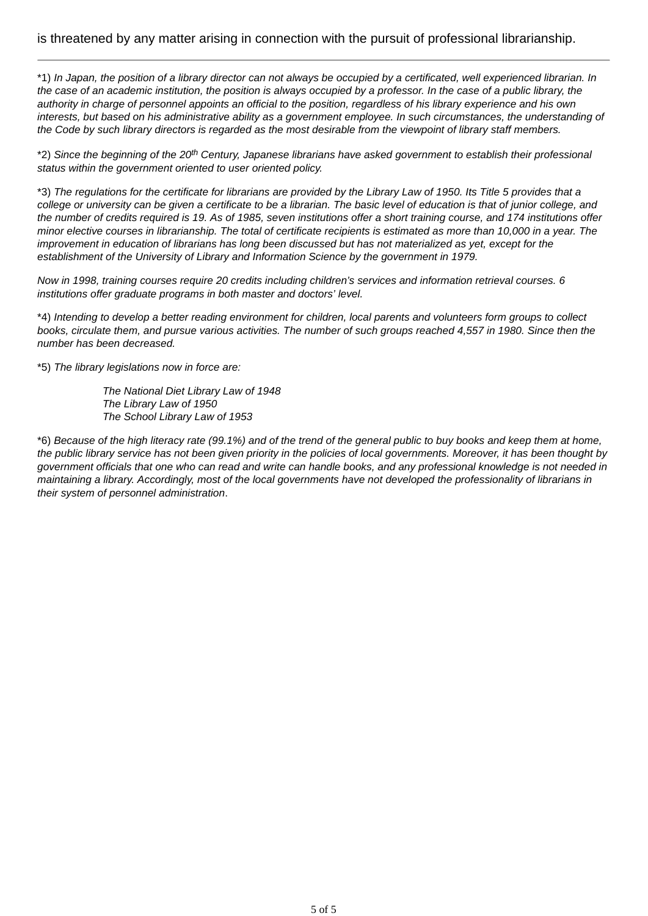is threatened by any matter arising in connection with the pursuit of professional librarianship.

---

*1) *In Japan, the position of a library director can not always be occupied by a certificated, well experienced librarian. In the case of an academic institution, the position is always occupied by a professor. In the case of a public library, the authority in charge of personnel appoints an official to the position, regardless of his library experience and his own interests, but based on his administrative ability as a government employee. In such circumstances, the understanding of the Code by such library directors is regarded as the most desirable from the viewpoint of library staff members.*

*2) *Since the beginning of the 20th Century, Japanese librarians have asked government to establish their professional status within the government oriented to user oriented policy.*

*3) *The regulations for the certificate for librarians are provided by the Library Law of 1950. Its Title 5 provides that a college or university can be given a certificate to be a librarian. The basic level of education is that of junior college, and the number of credits required is 19. As of 1985, seven institutions offer a short training course, and 174 institutions offer minor elective courses in librarianship. The total of certificate recipients is estimated as more than 10,000 in a year. The improvement in education of librarians has long been discussed but has not materialized as yet, except for the establishment of the University of Library and Information Science by the government in 1979.*

*Now in 1998, training courses require 20 credits including children's services and information retrieval courses. 6 institutions offer graduate programs in both master and doctors' level.*

*4) *Intending to develop a better reading environment for children, local parents and volunteers form groups to collect books, circulate them, and pursue various activities. The number of such groups reached 4,557 in 1980. Since then the number has been decreased.*

*5) *The library legislations now in force are:*

*The National Diet Library Law of 1948*
*The Library Law of 1950*
*The School Library Law of 1953*

*6) *Because of the high literacy rate (99.1%) and of the trend of the general public to buy books and keep them at home, the public library service has not been given priority in the policies of local governments. Moreover, it has been thought by government officials that one who can read and write can handle books, and any professional knowledge is not needed in maintaining a library. Accordingly, most of the local governments have not developed the professionality of librarians in their system of personnel administration*.